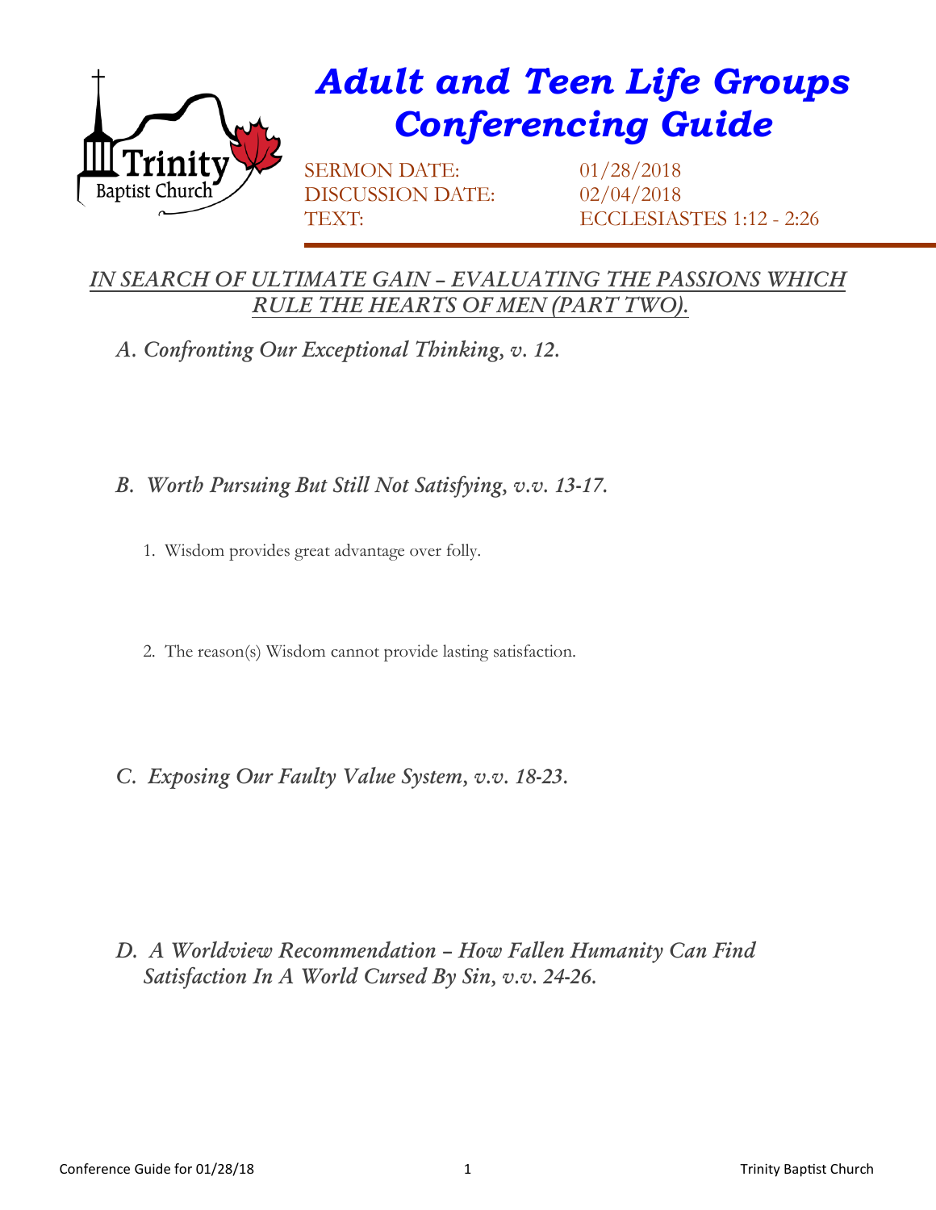# Adult and Teen Life Groups Conferencing Guide

SERMON DATE: 01/28/2018
DISCUSSION DATE: 02/04/2018
TEXT: ECCLESIASTES 1:12 - 2:26

## *IN SEARCH OF ULTIMATE GAIN – EVALUATING THE PASSIONS WHICH RULE THE HEARTS OF MEN (PART TWO).*

### *A. Confronting Our Exceptional Thinking, v. 12.*

### *B. Worth Pursuing But Still Not Satisfying, v.v. 13-17.*

1. Wisdom provides great advantage over folly.

2. The reason(s) Wisdom cannot provide lasting satisfaction.

### *C. Exposing Our Faulty Value System, v.v. 18-23.*

### *D. A Worldview Recommendation – How Fallen Humanity Can Find Satisfaction In A World Cursed By Sin, v.v. 24-26.*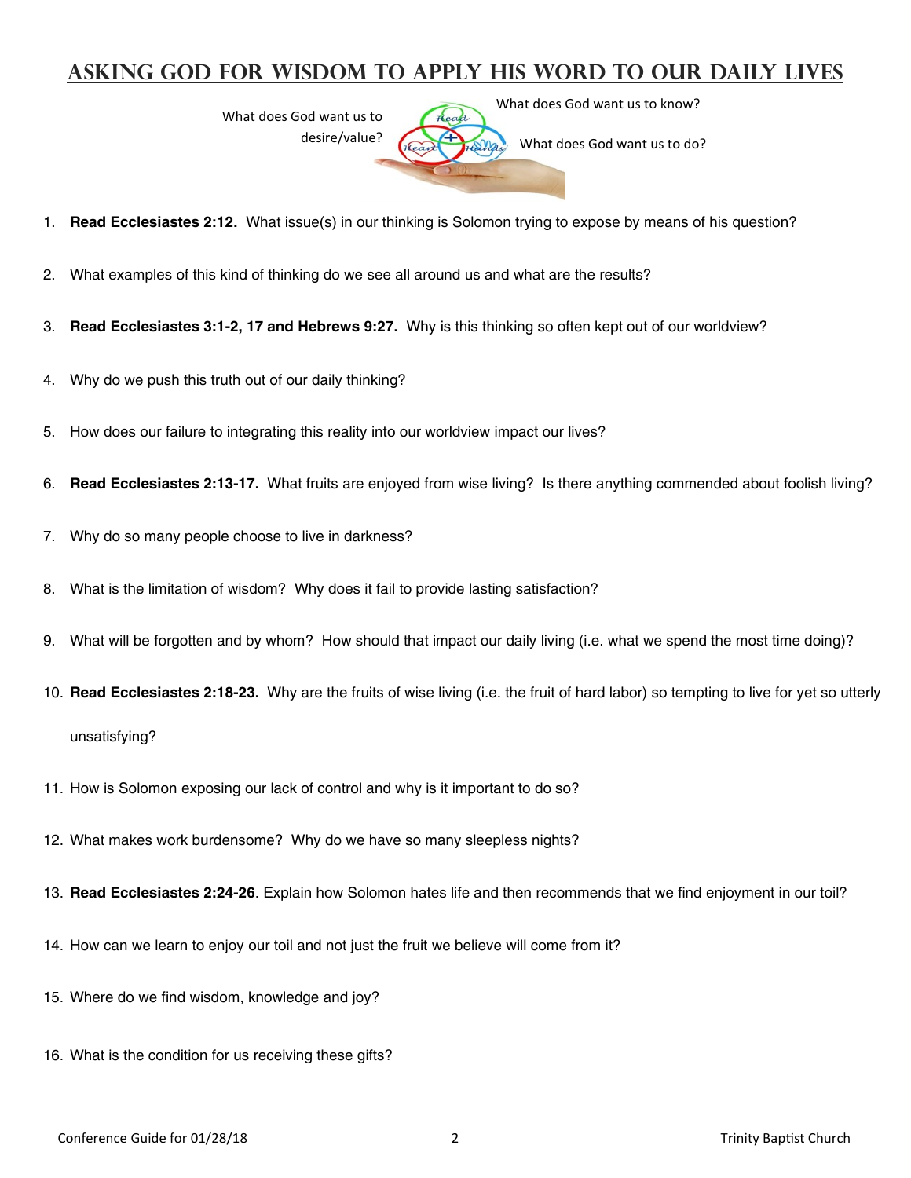# Asking God for Wisdom to Apply His Word to Our Daily Lives

What does God want us to desire/value?

What does God want us to know?

What does God want us to do?

1. **Read Ecclesiastes 2:12.** What issue(s) in our thinking is Solomon trying to expose by means of his question?

2. What examples of this kind of thinking do we see all around us and what are the results?

3. **Read Ecclesiastes 3:1-2, 17 and Hebrews 9:27.** Why is this thinking so often kept out of our worldview?

4. Why do we push this truth out of our daily thinking?

5. How does our failure to integrating this reality into our worldview impact our lives?

6. **Read Ecclesiastes 2:13-17.** What fruits are enjoyed from wise living? Is there anything commended about foolish living?

7. Why do so many people choose to live in darkness?

8. What is the limitation of wisdom? Why does it fail to provide lasting satisfaction?

9. What will be forgotten and by whom? How should that impact our daily living (i.e. what we spend the most time doing)?

10. **Read Ecclesiastes 2:18-23.** Why are the fruits of wise living (i.e. the fruit of hard labor) so tempting to live for yet so utterly unsatisfying?

11. How is Solomon exposing our lack of control and why is it important to do so?

12. What makes work burdensome? Why do we have so many sleepless nights?

13. **Read Ecclesiastes 2:24-26**. Explain how Solomon hates life and then recommends that we find enjoyment in our toil?

14. How can we learn to enjoy our toil and not just the fruit we believe will come from it?

15. Where do we find wisdom, knowledge and joy?

16. What is the condition for us receiving these gifts?